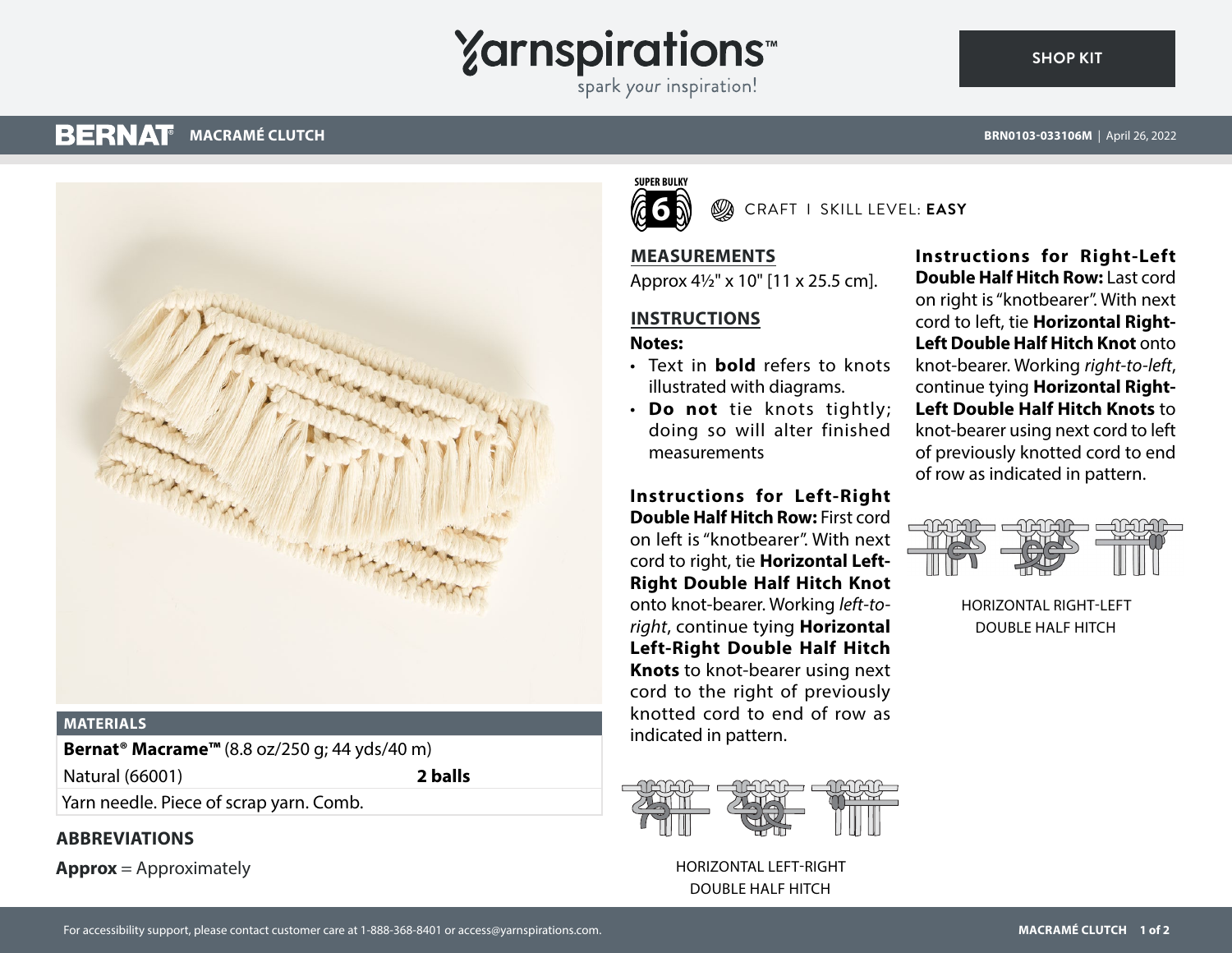# BERNAT MACRAMÉ CLUTCH

BRN0103-033106M | April 26, 2022

SUPER BULKY 6

CRAFT I SKILL LEVEL: **EASY**

## MATERIALS

| | |
|---|---|
| **Bernat® Macrame™** (8.8 oz/250 g; 44 yds/40 m) | |
| Natural (66001) | **2 balls** |
| Yarn needle. Piece of scrap yarn. Comb. | |

## ABBREVIATIONS

**Approx** = Approximately

## MEASUREMENTS

Approx 4½" x 10" [11 x 25.5 cm].

## INSTRUCTIONS

**Notes:**

- Text in **bold** refers to knots illustrated with diagrams.
- **Do not** tie knots tightly; doing so will alter finished measurements

**Instructions for Left-Right Double Half Hitch Row:** First cord on left is "knotbearer". With next cord to right, tie **Horizontal Left-Right Double Half Hitch Knot** onto knot-bearer. Working *left-to-right*, continue tying **Horizontal Left-Right Double Half Hitch Knots** to knot-bearer using next cord to the right of previously knotted cord to end of row as indicated in pattern.

HORIZONTAL LEFT-RIGHT DOUBLE HALF HITCH

**Instructions for Right-Left Double Half Hitch Row:** Last cord on right is "knotbearer". With next cord to left, tie **Horizontal Right-Left Double Half Hitch Knot** onto knot-bearer. Working *right-to-left*, continue tying **Horizontal Right-Left Double Half Hitch Knots** to knot-bearer using next cord to left of previously knotted cord to end of row as indicated in pattern.

HORIZONTAL RIGHT-LEFT DOUBLE HALF HITCH

For accessibility support, please contact customer care at 1-888-368-8401 or access@yarnspirations.com.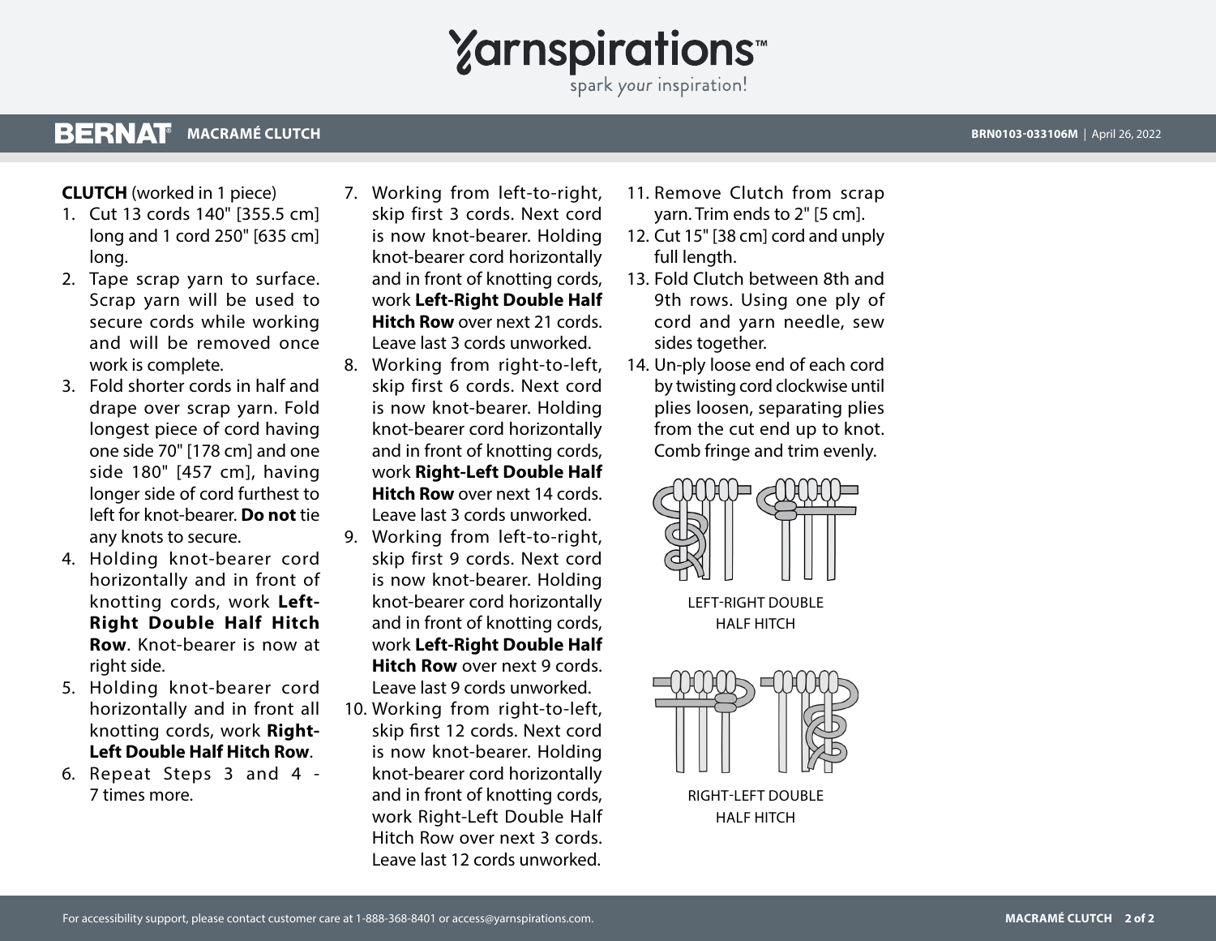**CLUTCH** (worked in 1 piece)

1. Cut 13 cords 140" [355.5 cm] long and 1 cord 250" [635 cm] long.
2. Tape scrap yarn to surface. Scrap yarn will be used to secure cords while working and will be removed once work is complete.
3. Fold shorter cords in half and drape over scrap yarn. Fold longest piece of cord having one side 70" [178 cm] and one side 180" [457 cm], having longer side of cord furthest to left for knot-bearer. **Do not** tie any knots to secure.
4. Holding knot-bearer cord horizontally and in front of knotting cords, work **Left-Right Double Half Hitch Row**. Knot-bearer is now at right side.
5. Holding knot-bearer cord horizontally and in front all knotting cords, work **Right-Left Double Half Hitch Row**.
6. Repeat Steps 3 and 4 - 7 times more.
7. Working from left-to-right, skip first 3 cords. Next cord is now knot-bearer. Holding knot-bearer cord horizontally and in front of knotting cords, work **Left-Right Double Half Hitch Row** over next 21 cords. Leave last 3 cords unworked.
8. Working from right-to-left, skip first 6 cords. Next cord is now knot-bearer. Holding knot-bearer cord horizontally and in front of knotting cords, work **Right-Left Double Half Hitch Row** over next 14 cords. Leave last 3 cords unworked.
9. Working from left-to-right, skip first 9 cords. Next cord is now knot-bearer. Holding knot-bearer cord horizontally and in front of knotting cords, work **Left-Right Double Half Hitch Row** over next 9 cords. Leave last 9 cords unworked.
10. Working from right-to-left, skip first 12 cords. Next cord is now knot-bearer. Holding knot-bearer cord horizontally and in front of knotting cords, work Right-Left Double Half Hitch Row over next 3 cords. Leave last 12 cords unworked.
11. Remove Clutch from scrap yarn. Trim ends to 2" [5 cm].
12. Cut 15" [38 cm] cord and unply full length.
13. Fold Clutch between 8th and 9th rows. Using one ply of cord and yarn needle, sew sides together.
14. Un-ply loose end of each cord by twisting cord clockwise until plies loosen, separating plies from the cut end up to knot. Comb fringe and trim evenly.

LEFT-RIGHT DOUBLE HALF HITCH

RIGHT-LEFT DOUBLE HALF HITCH

For accessibility support, please contact customer care at 1-888-368-8401 or access@yarnspirations.com.